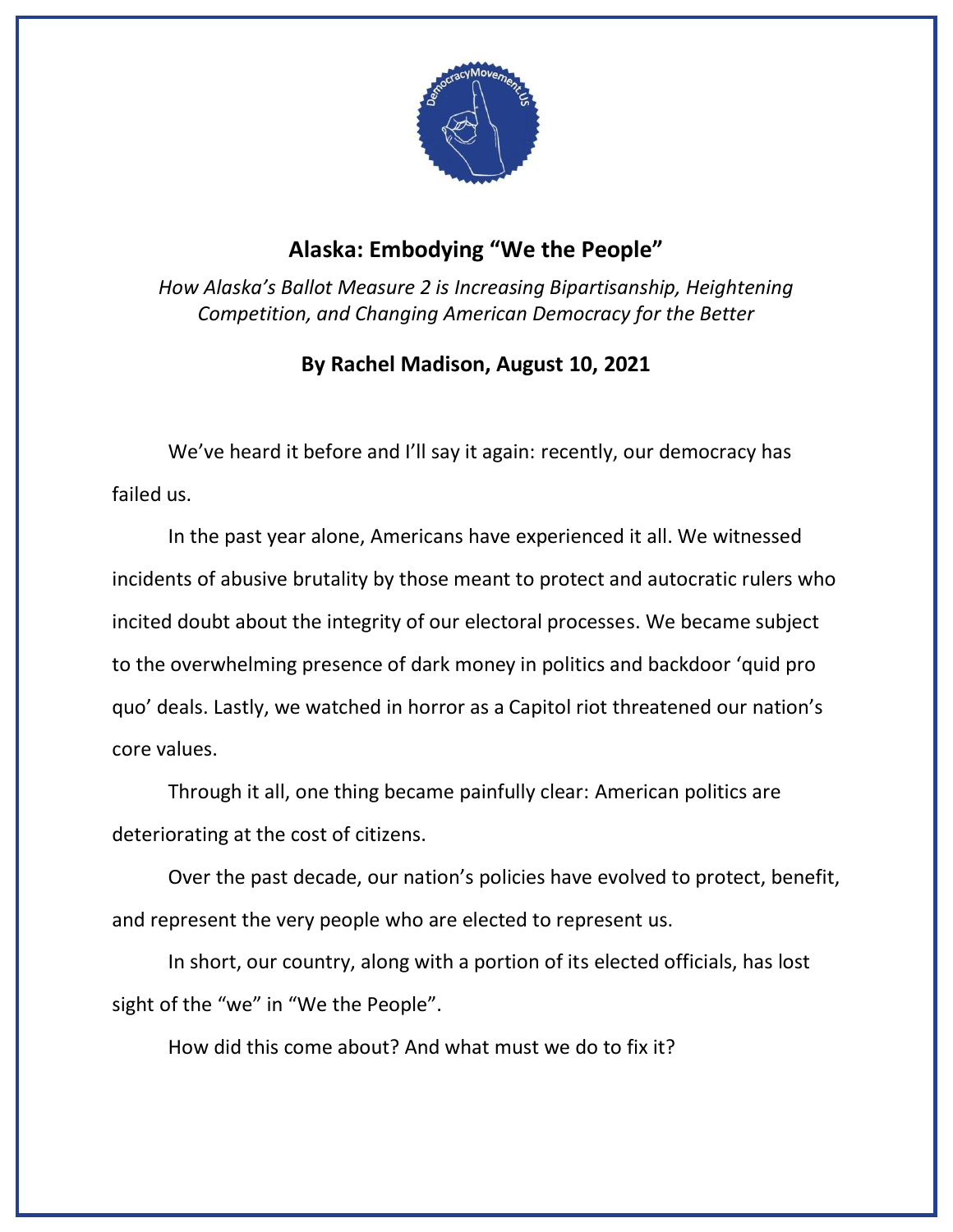# Alaska: Embodying "We the People"

*How Alaska's Ballot Measure 2 is Increasing Bipartisanship, Heightening Competition, and Changing American Democracy for the Better*

**By Rachel Madison, August 10, 2021**

We've heard it before and I'll say it again: recently, our democracy has failed us.

In the past year alone, Americans have experienced it all. We witnessed incidents of abusive brutality by those meant to protect and autocratic rulers who incited doubt about the integrity of our electoral processes. We became subject to the overwhelming presence of dark money in politics and backdoor 'quid pro quo' deals. Lastly, we watched in horror as a Capitol riot threatened our nation's core values.

Through it all, one thing became painfully clear: American politics are deteriorating at the cost of citizens.

Over the past decade, our nation's policies have evolved to protect, benefit, and represent the very people who are elected to represent us.

In short, our country, along with a portion of its elected officials, has lost sight of the "we" in "We the People".

How did this come about? And what must we do to fix it?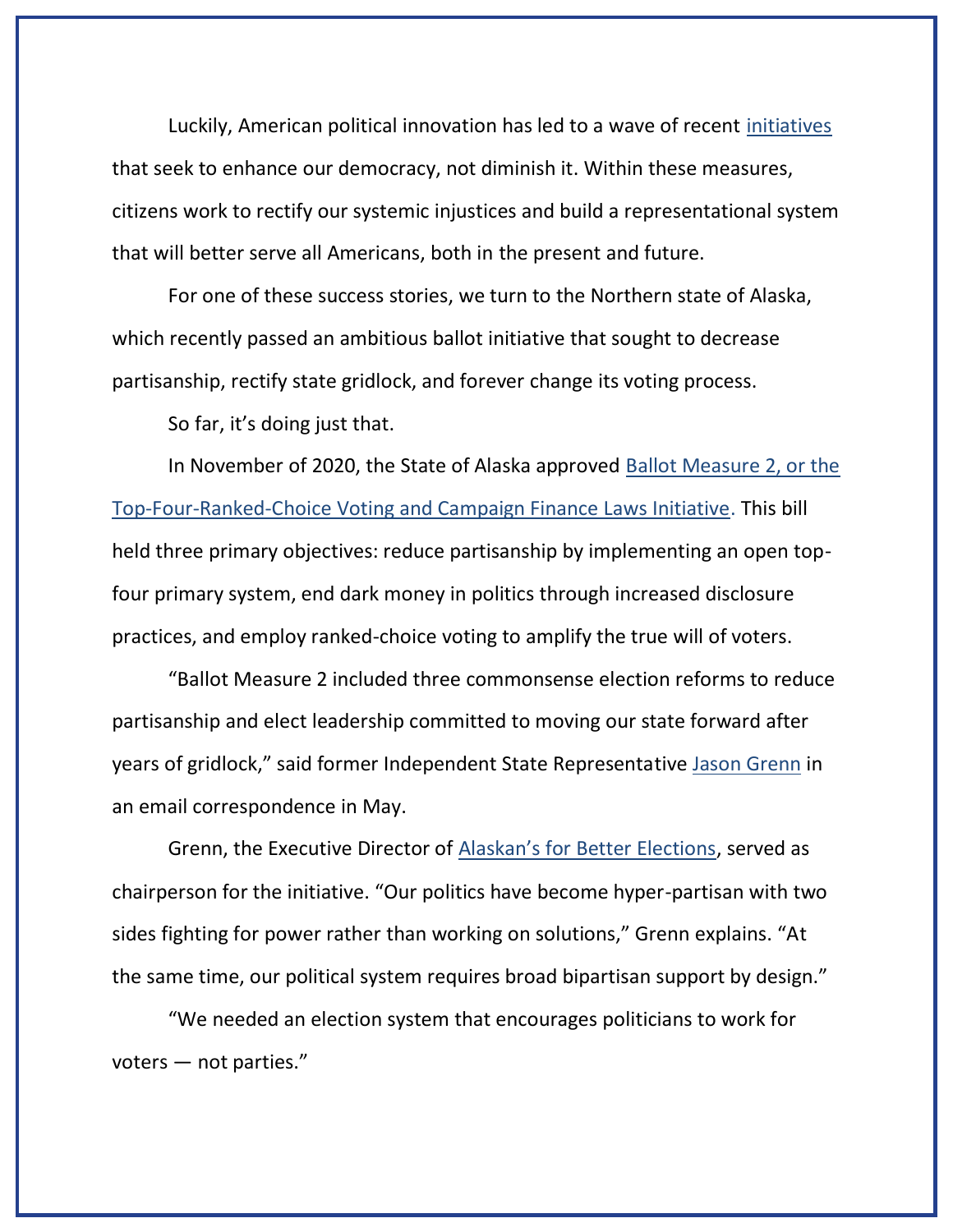Luckily, American political innovation has led to a wave of recent initiatives that seek to enhance our democracy, not diminish it. Within these measures, citizens work to rectify our systemic injustices and build a representational system that will better serve all Americans, both in the present and future.

For one of these success stories, we turn to the Northern state of Alaska, which recently passed an ambitious ballot initiative that sought to decrease partisanship, rectify state gridlock, and forever change its voting process.

So far, it's doing just that.

In November of 2020, the State of Alaska approved Ballot Measure 2, or the Top-Four-Ranked-Choice Voting and Campaign Finance Laws Initiative. This bill held three primary objectives: reduce partisanship by implementing an open top-four primary system, end dark money in politics through increased disclosure practices, and employ ranked-choice voting to amplify the true will of voters.

"Ballot Measure 2 included three commonsense election reforms to reduce partisanship and elect leadership committed to moving our state forward after years of gridlock," said former Independent State Representative Jason Grenn in an email correspondence in May.

Grenn, the Executive Director of Alaskan's for Better Elections, served as chairperson for the initiative. "Our politics have become hyper-partisan with two sides fighting for power rather than working on solutions," Grenn explains. "At the same time, our political system requires broad bipartisan support by design."

"We needed an election system that encourages politicians to work for voters — not parties."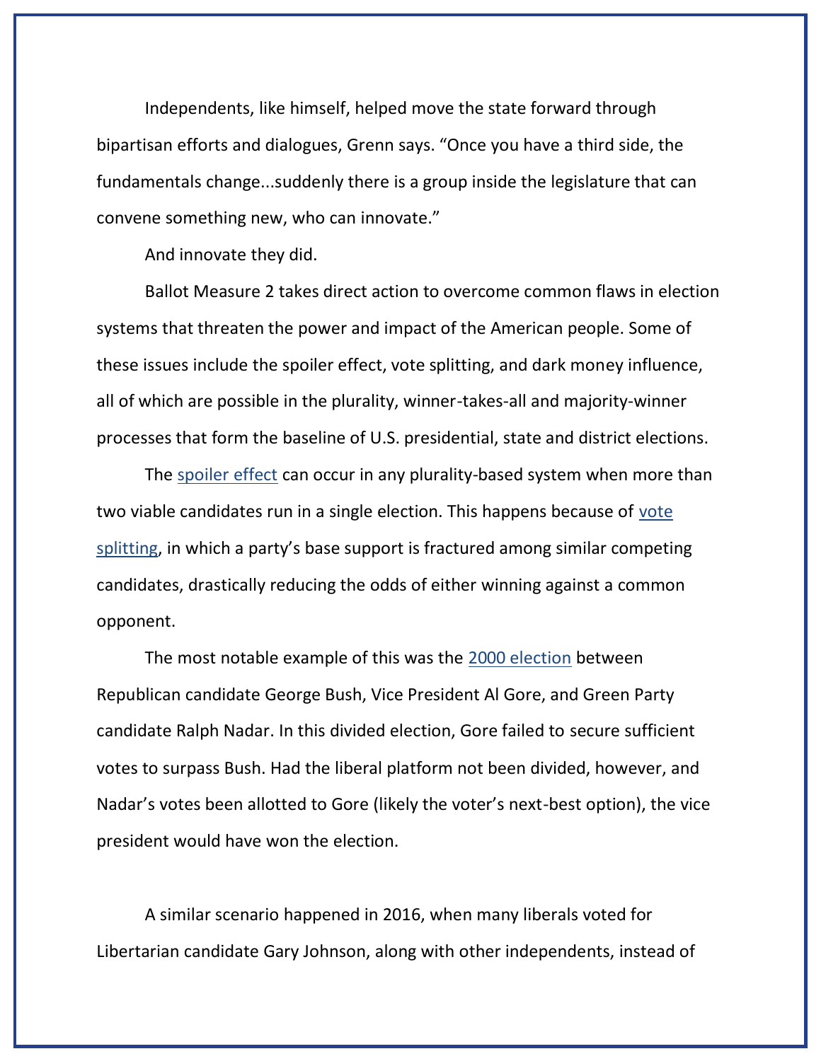Independents, like himself, helped move the state forward through bipartisan efforts and dialogues, Grenn says. “Once you have a third side, the fundamentals change...suddenly there is a group inside the legislature that can convene something new, who can innovate.”

And innovate they did.

Ballot Measure 2 takes direct action to overcome common flaws in election systems that threaten the power and impact of the American people. Some of these issues include the spoiler effect, vote splitting, and dark money influence, all of which are possible in the plurality, winner-takes-all and majority-winner processes that form the baseline of U.S. presidential, state and district elections.

The [spoiler effect]() can occur in any plurality-based system when more than two viable candidates run in a single election. This happens because of [vote splitting](), in which a party’s base support is fractured among similar competing candidates, drastically reducing the odds of either winning against a common opponent.

The most notable example of this was the [2000 election]() between Republican candidate George Bush, Vice President Al Gore, and Green Party candidate Ralph Nadar. In this divided election, Gore failed to secure sufficient votes to surpass Bush. Had the liberal platform not been divided, however, and Nadar’s votes been allotted to Gore (likely the voter’s next-best option), the vice president would have won the election.

A similar scenario happened in 2016, when many liberals voted for Libertarian candidate Gary Johnson, along with other independents, instead of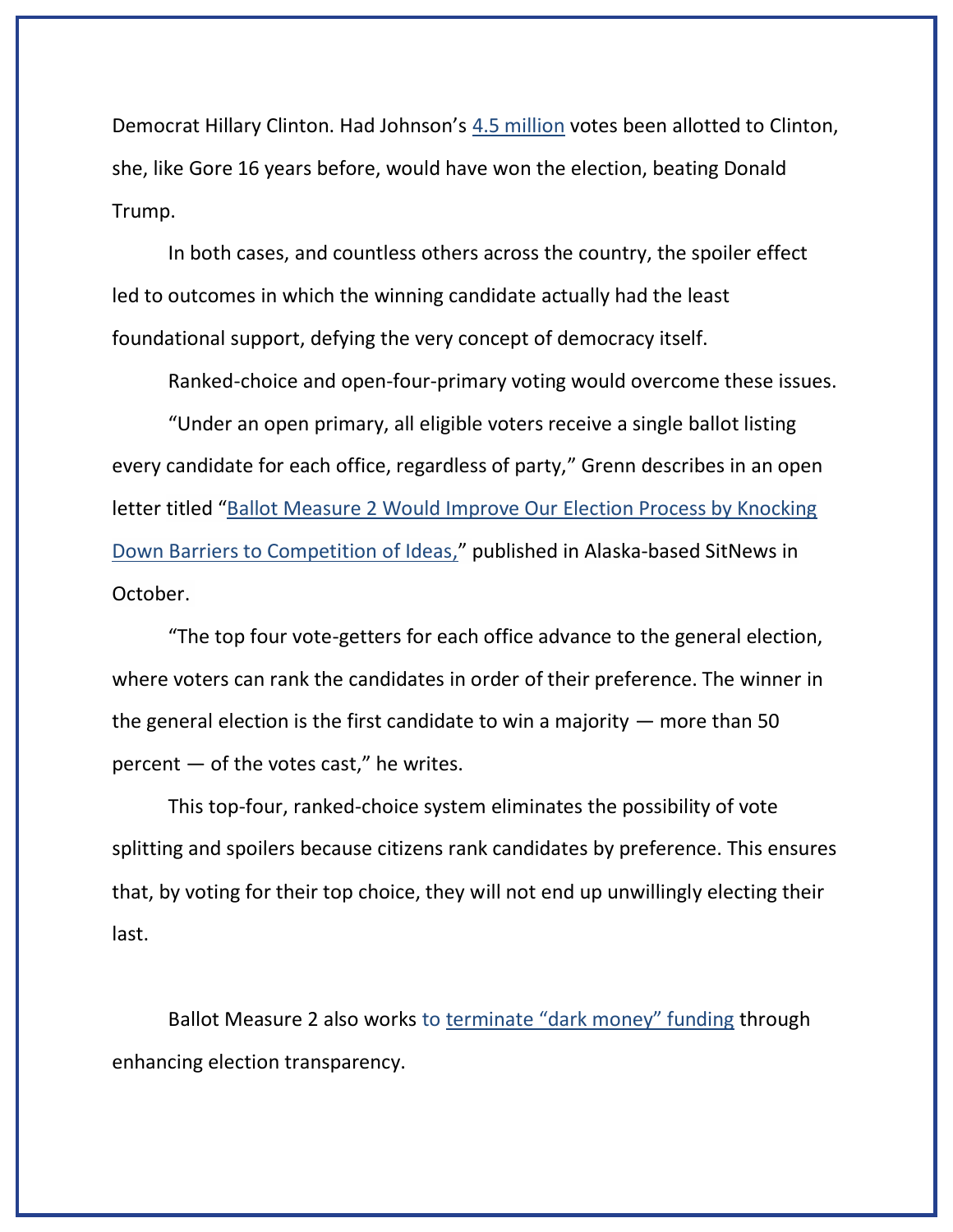Democrat Hillary Clinton. Had Johnson's 4.5 million votes been allotted to Clinton, she, like Gore 16 years before, would have won the election, beating Donald Trump.

In both cases, and countless others across the country, the spoiler effect led to outcomes in which the winning candidate actually had the least foundational support, defying the very concept of democracy itself.

Ranked-choice and open-four-primary voting would overcome these issues.

"Under an open primary, all eligible voters receive a single ballot listing every candidate for each office, regardless of party," Grenn describes in an open letter titled "Ballot Measure 2 Would Improve Our Election Process by Knocking Down Barriers to Competition of Ideas," published in Alaska-based SitNews in October.

"The top four vote-getters for each office advance to the general election, where voters can rank the candidates in order of their preference. The winner in the general election is the first candidate to win a majority — more than 50 percent — of the votes cast," he writes.

This top-four, ranked-choice system eliminates the possibility of vote splitting and spoilers because citizens rank candidates by preference. This ensures that, by voting for their top choice, they will not end up unwillingly electing their last.

Ballot Measure 2 also works to terminate "dark money" funding through enhancing election transparency.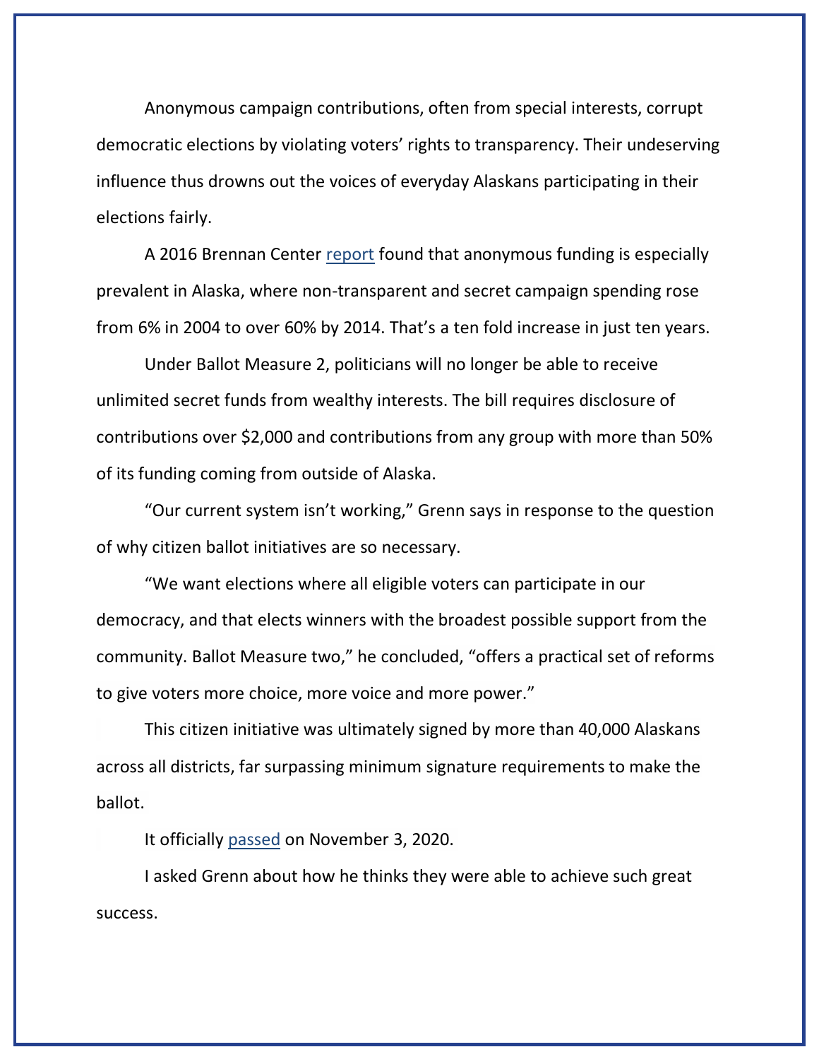Anonymous campaign contributions, often from special interests, corrupt democratic elections by violating voters' rights to transparency. Their undeserving influence thus drowns out the voices of everyday Alaskans participating in their elections fairly.

A 2016 Brennan Center report found that anonymous funding is especially prevalent in Alaska, where non-transparent and secret campaign spending rose from 6% in 2004 to over 60% by 2014. That's a ten fold increase in just ten years.

Under Ballot Measure 2, politicians will no longer be able to receive unlimited secret funds from wealthy interests. The bill requires disclosure of contributions over $2,000 and contributions from any group with more than 50% of its funding coming from outside of Alaska.

"Our current system isn't working," Grenn says in response to the question of why citizen ballot initiatives are so necessary.

"We want elections where all eligible voters can participate in our democracy, and that elects winners with the broadest possible support from the community. Ballot Measure two," he concluded, "offers a practical set of reforms to give voters more choice, more voice and more power."

This citizen initiative was ultimately signed by more than 40,000 Alaskans across all districts, far surpassing minimum signature requirements to make the ballot.

It officially passed on November 3, 2020.

I asked Grenn about how he thinks they were able to achieve such great success.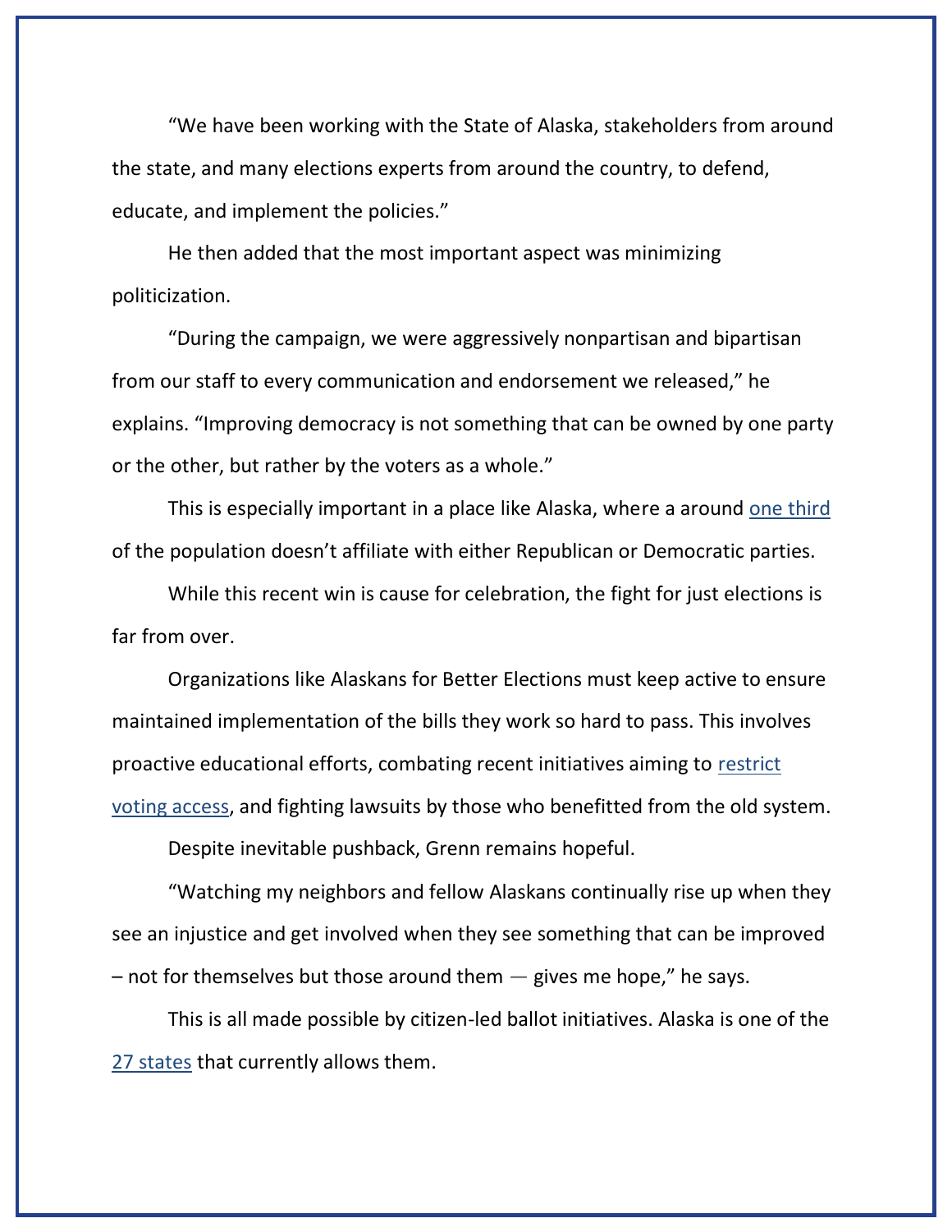"We have been working with the State of Alaska, stakeholders from around the state, and many elections experts from around the country, to defend, educate, and implement the policies."

He then added that the most important aspect was minimizing politicization.

"During the campaign, we were aggressively nonpartisan and bipartisan from our staff to every communication and endorsement we released," he explains. "Improving democracy is not something that can be owned by one party or the other, but rather by the voters as a whole."

This is especially important in a place like Alaska, where a around [one third](#) of the population doesn't affiliate with either Republican or Democratic parties.

While this recent win is cause for celebration, the fight for just elections is far from over.

Organizations like Alaskans for Better Elections must keep active to ensure maintained implementation of the bills they work so hard to pass. This involves proactive educational efforts, combating recent initiatives aiming to [restrict voting access](#), and fighting lawsuits by those who benefitted from the old system.

Despite inevitable pushback, Grenn remains hopeful.

"Watching my neighbors and fellow Alaskans continually rise up when they see an injustice and get involved when they see something that can be improved – not for themselves but those around them — gives me hope," he says.

This is all made possible by citizen-led ballot initiatives. Alaska is one of the [27 states](#) that currently allows them.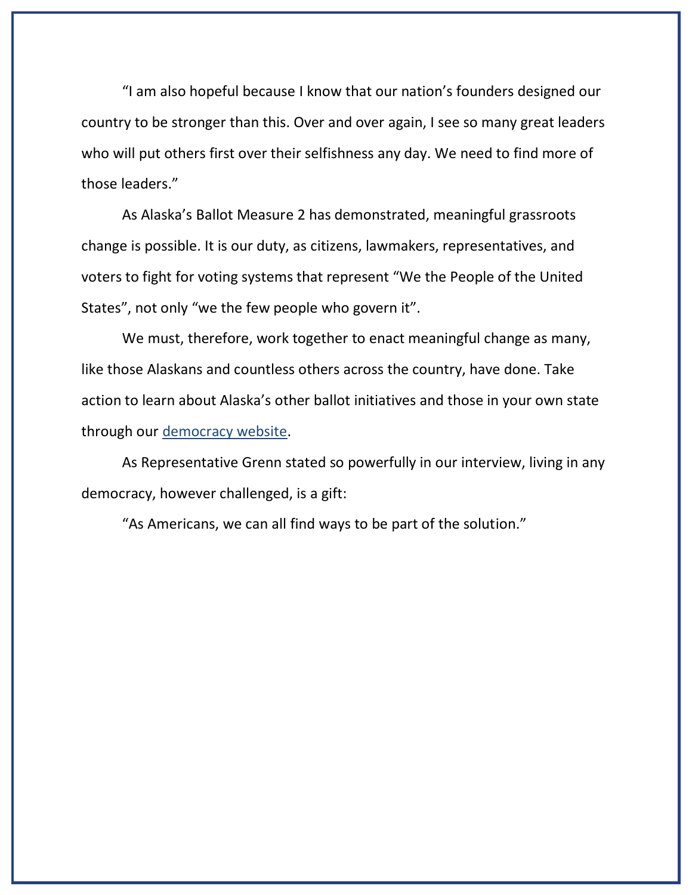"I am also hopeful because I know that our nation's founders designed our country to be stronger than this. Over and over again, I see so many great leaders who will put others first over their selfishness any day. We need to find more of those leaders."

As Alaska's Ballot Measure 2 has demonstrated, meaningful grassroots change is possible. It is our duty, as citizens, lawmakers, representatives, and voters to fight for voting systems that represent "We the People of the United States", not only "we the few people who govern it".

We must, therefore, work together to enact meaningful change as many, like those Alaskans and countless others across the country, have done. Take action to learn about Alaska's other ballot initiatives and those in your own state through our democracy website.

As Representative Grenn stated so powerfully in our interview, living in any democracy, however challenged, is a gift:

"As Americans, we can all find ways to be part of the solution."